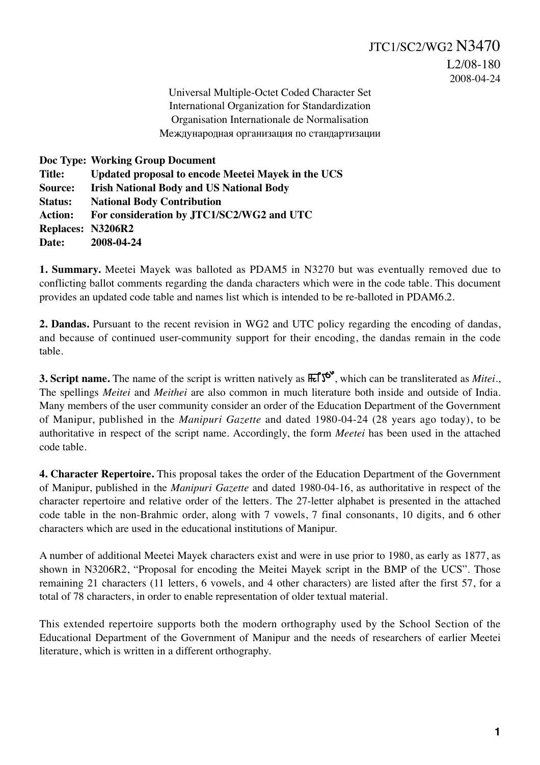JTC1/SC2/WG2 N3470
L2/08-180
2008-04-24

Universal Multiple-Octet Coded Character Set
International Organization for Standardization
Organisation Internationale de Normalisation
Международная организация по стандартизации

**Doc Type: Working Group Document**
**Title: Updated proposal to encode Meetei Mayek in the UCS**
**Source: Irish National Body and US National Body**
**Status: National Body Contribution**
**Action: For consideration by JTC1/SC2/WG2 and UTC**
**Replaces: N3206R2**
**Date: 2008-04-24**

**1. Summary.** Meetei Mayek was balloted as PDAM5 in N3270 but was eventually removed due to conflicting ballot comments regarding the danda characters which were in the code table. This document provides an updated code table and names list which is intended to be re-balloted in PDAM6.2.

**2. Dandas.** Pursuant to the recent revision in WG2 and UTC policy regarding the encoding of dandas, and because of continued user-community support for their encoding, the dandas remain in the code table.

**3. Script name.** The name of the script is written natively as ꯃꯤꯇꯩ, which can be transliterated as *Mitei*., The spellings *Meitei* and *Meithei* are also common in much literature both inside and outside of India. Many members of the user community consider an order of the Education Department of the Government of Manipur, published in the *Manipuri Gazette* and dated 1980-04-24 (28 years ago today), to be authoritative in respect of the script name. Accordingly, the form *Meetei* has been used in the attached code table.

**4. Character Repertoire.** This proposal takes the order of the Education Department of the Government of Manipur, published in the *Manipuri Gazette* and dated 1980-04-16, as authoritative in respect of the character repertoire and relative order of the letters. The 27-letter alphabet is presented in the attached code table in the non-Brahmic order, along with 7 vowels, 7 final consonants, 10 digits, and 6 other characters which are used in the educational institutions of Manipur.

A number of additional Meetei Mayek characters exist and were in use prior to 1980, as early as 1877, as shown in N3206R2, "Proposal for encoding the Meitei Mayek script in the BMP of the UCS". Those remaining 21 characters (11 letters, 6 vowels, and 4 other characters) are listed after the first 57, for a total of 78 characters, in order to enable representation of older textual material.

This extended repertoire supports both the modern orthography used by the School Section of the Educational Department of the Government of Manipur and the needs of researchers of earlier Meetei literature, which is written in a different orthography.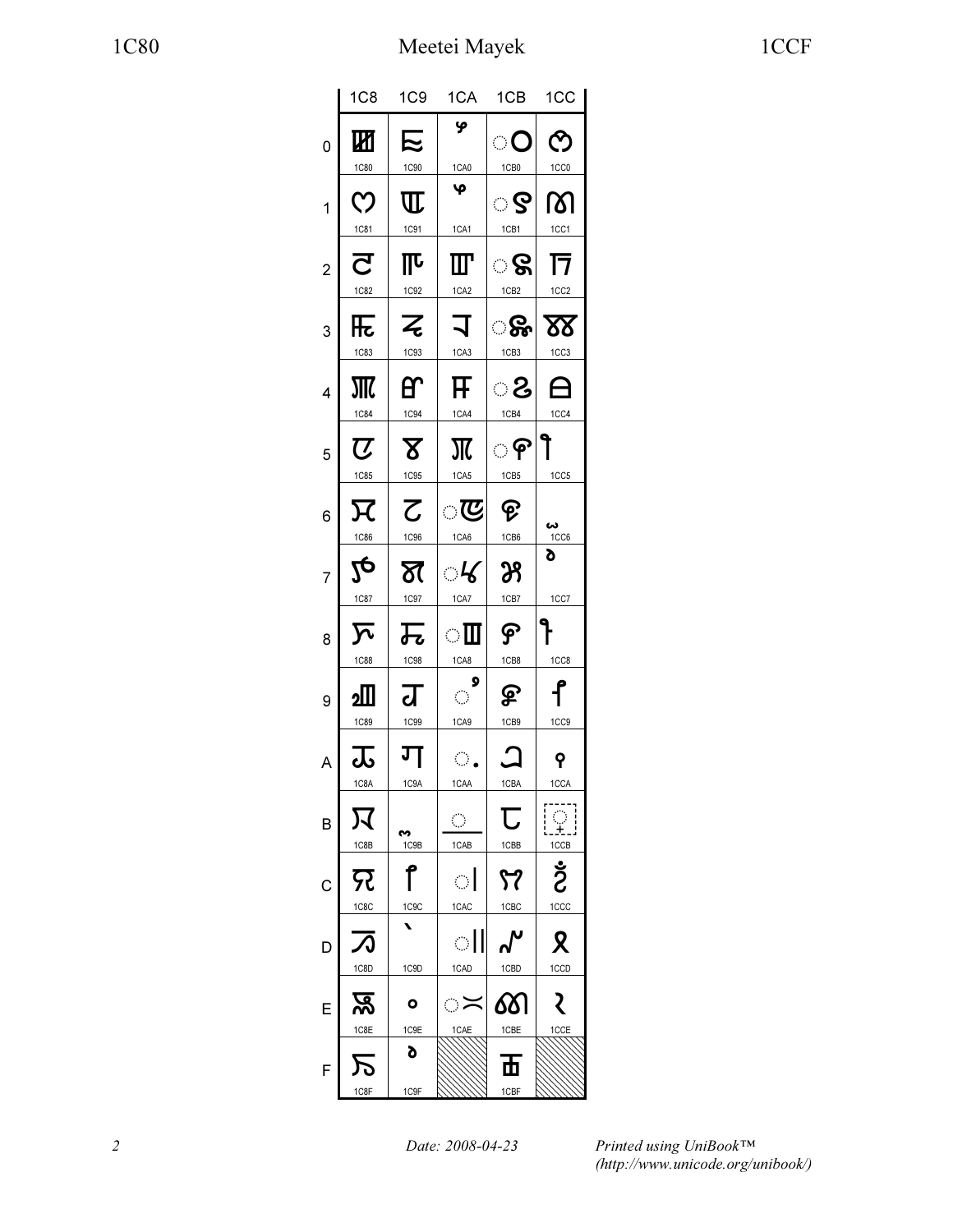| | 1C8 | 1C9 | 1CA | 1CB | 1CC |
|---|---|---|---|---|---|
| 0 | 1C80 | 1C90 | 1CA0 | 1CB0 | 1CC0 |
| 1 | 1C81 | 1C91 | 1CA1 | 1CB1 | 1CC1 |
| 2 | 1C82 | 1C92 | 1CA2 | 1CB2 | 1CC2 |
| 3 | 1C83 | 1C93 | 1CA3 | 1CB3 | 1CC3 |
| 4 | 1C84 | 1C94 | 1CA4 | 1CB4 | 1CC4 |
| 5 | 1C85 | 1C95 | 1CA5 | 1CB5 | 1CC5 |
| 6 | 1C86 | 1C96 | 1CA6 | 1CB6 | 1CC6 |
| 7 | 1C87 | 1C97 | 1CA7 | 1CB7 | 1CC7 |
| 8 | 1C88 | 1C98 | 1CA8 | 1CB8 | 1CC8 |
| 9 | 1C89 | 1C99 | 1CA9 | 1CB9 | 1CC9 |
| A | 1C8A | 1C9A | 1CAA | 1CBA | 1CCA |
| B | 1C8B | 1C9B | 1CAB | 1CBB | 1CCB |
| C | 1C8C | 1C9C | 1CAC | 1CBC | 1CCC |
| D | 1C8D | 1C9D | 1CAD | 1CBD | 1CCD |
| E | 1C8E | 1C9E | 1CAE | 1CBE | 1CCE |
| F | 1C8F | 1C9F | | 1CBF | |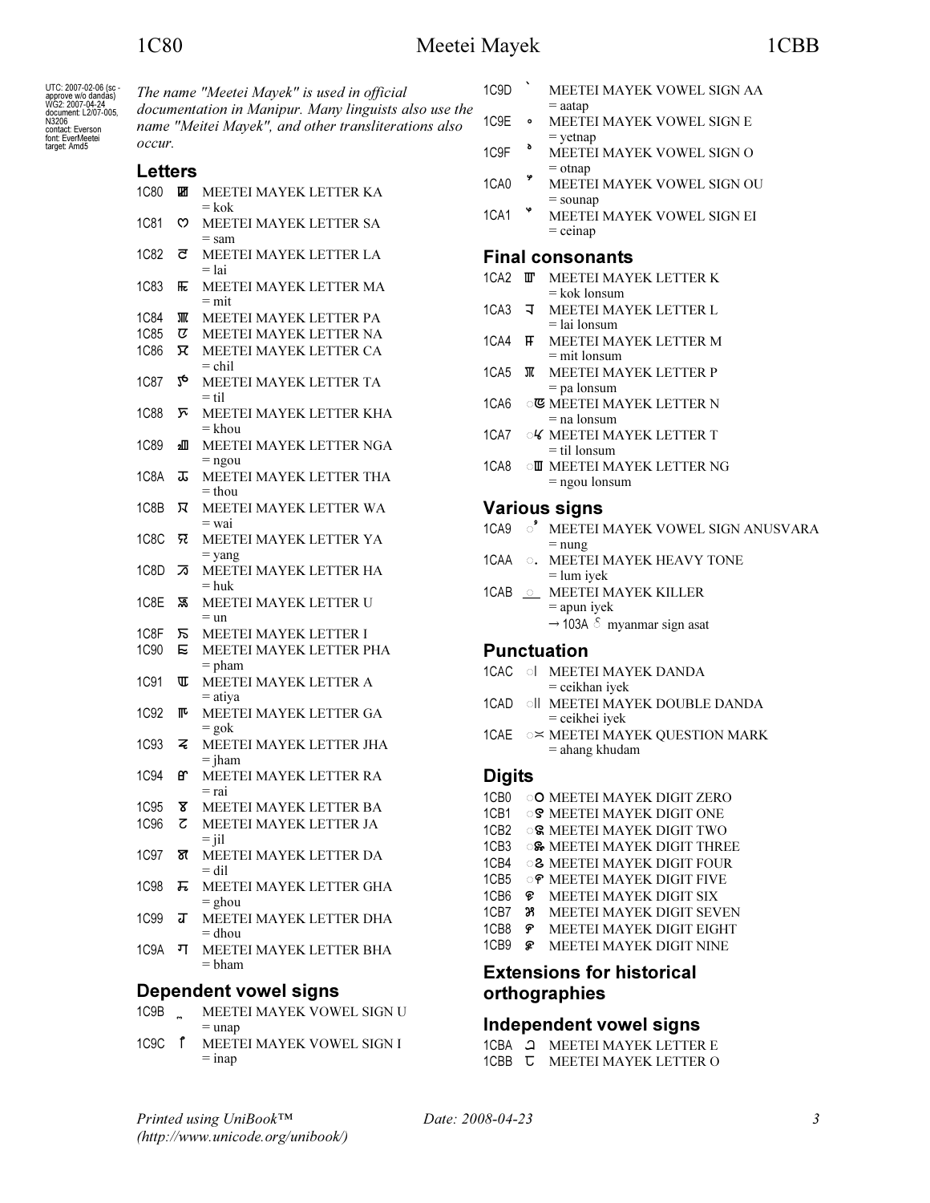UTC: 2007-02-06 (sc - approve w/o dandas)
WG2: 2007-04-24
document: L2/07-005, N3206
contact: Everson
font: EverMeetei
target: Amd5

*The name "Meetei Mayek" is used in official documentation in Manipur. Many linguists also use the name "Meitei Mayek", and other transliterations also occur.*

## Letters

1C80 ꯀ MEETEI MAYEK LETTER KA
= kok

1C81 ꯁ MEETEI MAYEK LETTER SA
= sam

1C82 ꯂ MEETEI MAYEK LETTER LA
= lai

1C83 ꯃ MEETEI MAYEK LETTER MA
= mit

1C84 ꯄ MEETEI MAYEK LETTER PA

1C85 ꯅ MEETEI MAYEK LETTER NA

1C86 ꯆ MEETEI MAYEK LETTER CA
= chil

1C87 ꯇ MEETEI MAYEK LETTER TA
= til

1C88 ꯈ MEETEI MAYEK LETTER KHA
= khou

1C89 ꯉ MEETEI MAYEK LETTER NGA
= ngou

1C8A ꯊ MEETEI MAYEK LETTER THA
= thou

1C8B ꯋ MEETEI MAYEK LETTER WA
= wai

1C8C ꯌ MEETEI MAYEK LETTER YA
= yang

1C8D ꯍ MEETEI MAYEK LETTER HA
= huk

1C8E ꯎ MEETEI MAYEK LETTER U
= un

1C8F ꯏ MEETEI MAYEK LETTER I

1C90 ꯐ MEETEI MAYEK LETTER PHA
= pham

1C91 ꯑ MEETEI MAYEK LETTER A
= atiya

1C92 ꯒ MEETEI MAYEK LETTER GA
= gok

1C93 ꯓ MEETEI MAYEK LETTER JHA
= jham

1C94 ꯔ MEETEI MAYEK LETTER RA
= rai

1C95 ꯕ MEETEI MAYEK LETTER BA

1C96 ꯖ MEETEI MAYEK LETTER JA
= jil

1C97 ꯗ MEETEI MAYEK LETTER DA
= dil

1C98 ꯘ MEETEI MAYEK LETTER GHA
= ghou

1C99 ꯙ MEETEI MAYEK LETTER DHA
= dhou

1C9A ꯚ MEETEI MAYEK LETTER BHA
= bham

## Dependent vowel signs

1C9B ꯧ MEETEI MAYEK VOWEL SIGN U
= unap

1C9C ꯤ MEETEI MAYEK VOWEL SIGN I
= inap

1C9D ꯥ MEETEI MAYEK VOWEL SIGN AA
= aatap

1C9E ꯦ MEETEI MAYEK VOWEL SIGN E
= yetnap

1C9F ꯣ MEETEI MAYEK VOWEL SIGN O
= otnap

1CA0 ꯧ MEETEI MAYEK VOWEL SIGN OU
= sounap

1CA1 ꯩ MEETEI MAYEK VOWEL SIGN EI
= ceinap

## Final consonants

1CA2 ꯛ MEETEI MAYEK LETTER K
= kok lonsum

1CA3 ꯜ MEETEI MAYEK LETTER L
= lai lonsum

1CA4 ꯝ MEETEI MAYEK LETTER M
= mit lonsum

1CA5 ꯞ MEETEI MAYEK LETTER P
= pa lonsum

1CA6 ꯟ MEETEI MAYEK LETTER N
= na lonsum

1CA7 ꯠ MEETEI MAYEK LETTER T
= til lonsum

1CA8 ꯡ MEETEI MAYEK LETTER NG
= ngou lonsum

## Various signs

1CA9 ꯪ MEETEI MAYEK VOWEL SIGN ANUSVARA
= nung

1CAA ꯬ MEETEI MAYEK HEAVY TONE
= lum iyek

1CAB ꯭ MEETEI MAYEK KILLER
= apun iyek
→ 103A ် myanmar sign asat

## Punctuation

1CAC ꯫ MEETEI MAYEK DANDA
= ceikhan iyek

1CAD MEETEI MAYEK DOUBLE DANDA
= ceikhei iyek

1CAE MEETEI MAYEK QUESTION MARK
= ahang khudam

## Digits

1CB0 ꯰ MEETEI MAYEK DIGIT ZERO

1CB1 ꯱ MEETEI MAYEK DIGIT ONE

1CB2 ꯲ MEETEI MAYEK DIGIT TWO

1CB3 ꯳ MEETEI MAYEK DIGIT THREE

1CB4 ꯴ MEETEI MAYEK DIGIT FOUR

1CB5 ꯵ MEETEI MAYEK DIGIT FIVE

1CB6 ꯶ MEETEI MAYEK DIGIT SIX

1CB7 ꯷ MEETEI MAYEK DIGIT SEVEN

1CB8 ꯸ MEETEI MAYEK DIGIT EIGHT

1CB9 ꯹ MEETEI MAYEK DIGIT NINE

## Extensions for historical orthographies

## Independent vowel signs

1CBA MEETEI MAYEK LETTER E

1CBB MEETEI MAYEK LETTER O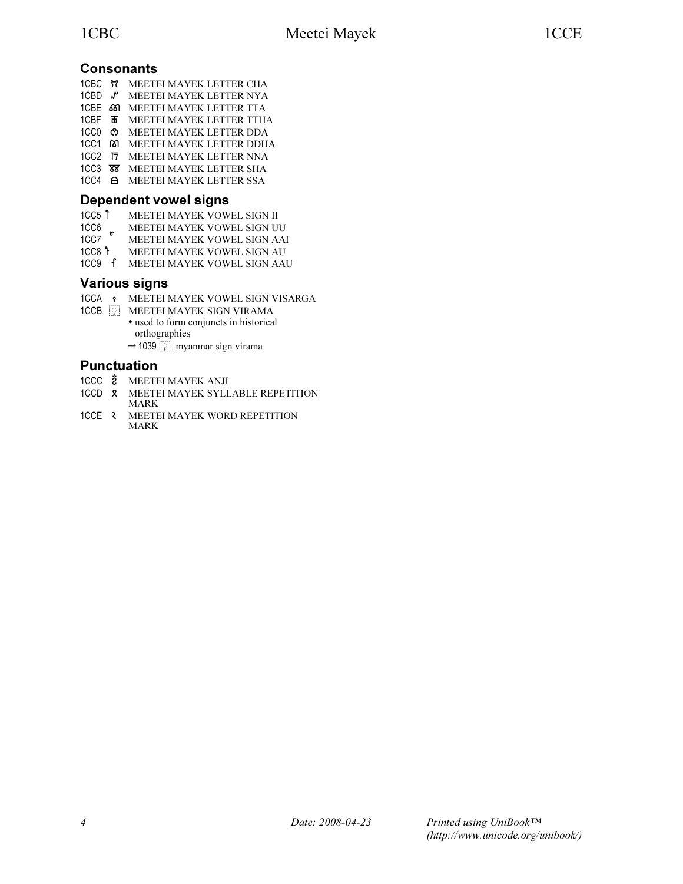## Consonants

1CBC ꯀ MEETEI MAYEK LETTER CHA
1CBD MEETEI MAYEK LETTER NYA
1CBE MEETEI MAYEK LETTER TTA
1CBF MEETEI MAYEK LETTER TTHA
1CC0 MEETEI MAYEK LETTER DDA
1CC1 MEETEI MAYEK LETTER DDHA
1CC2 MEETEI MAYEK LETTER NNA
1CC3 MEETEI MAYEK LETTER SHA
1CC4 MEETEI MAYEK LETTER SSA

## Dependent vowel signs

1CC5 MEETEI MAYEK VOWEL SIGN II
1CC6 MEETEI MAYEK VOWEL SIGN UU
1CC7 MEETEI MAYEK VOWEL SIGN AAI
1CC8 MEETEI MAYEK VOWEL SIGN AU
1CC9 MEETEI MAYEK VOWEL SIGN AAU

## Various signs

1CCA MEETEI MAYEK VOWEL SIGN VISARGA
1CCB MEETEI MAYEK SIGN VIRAMA
- used to form conjuncts in historical orthographies
→ 1039 myanmar sign virama

## Punctuation

1CCC MEETEI MAYEK ANJI
1CCD MEETEI MAYEK SYLLABLE REPETITION MARK
1CCE MEETEI MAYEK WORD REPETITION MARK